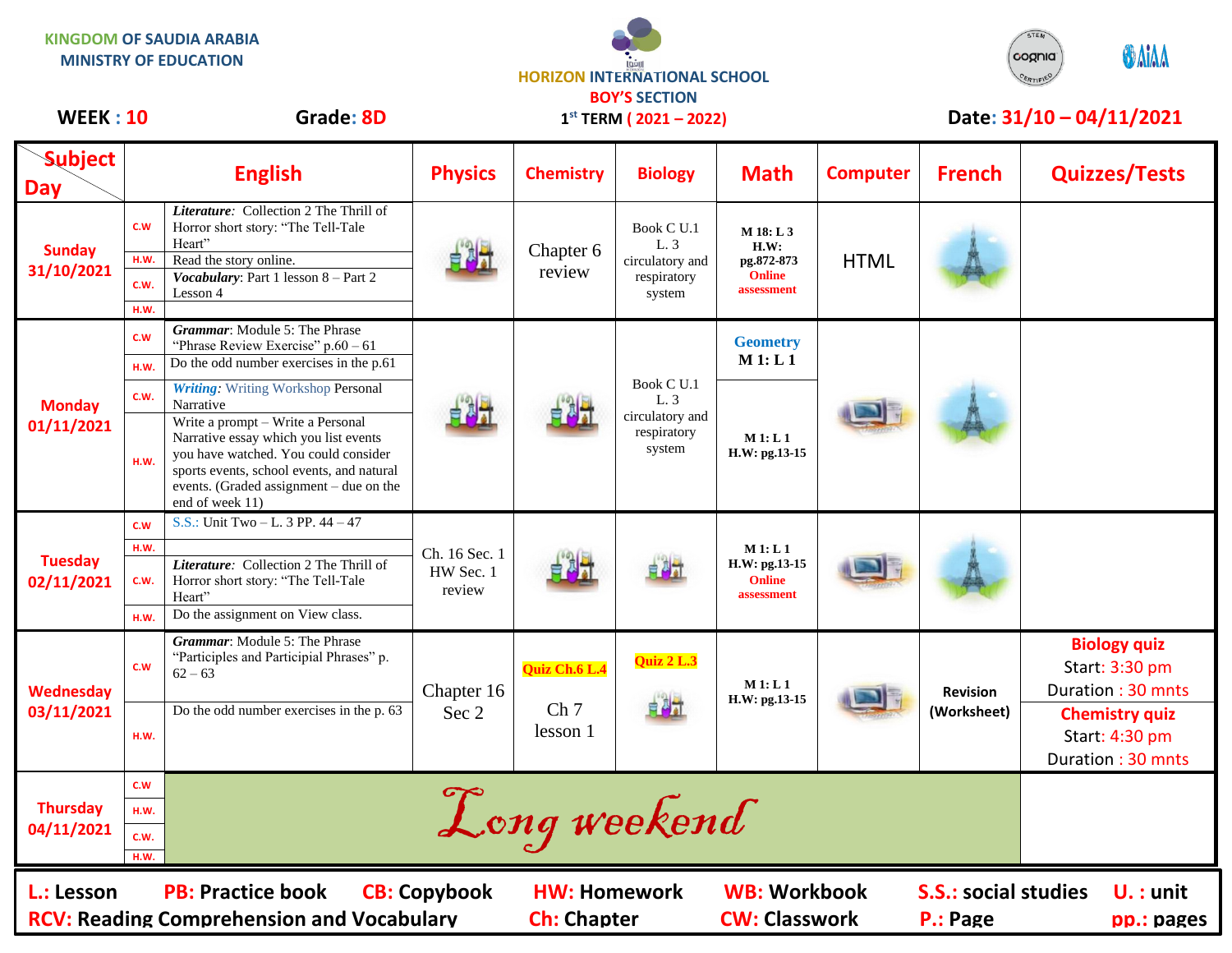KINGDOM OF SAUDIA ARABIA
MINISTRY OF EDUCATION

HORIZON INTERNATIONAL SCHOOL
BOY'S SECTION
1st TERM ( 2021 – 2022)

**WEEK : 10** **Grade: 8D** **Date: 31/10 – 04/11/2021**

| Subject / Day | | English | Physics | Chemistry | Biology | Math | Computer | French | Quizzes/Tests |
|---|---|---|---|---|---|---|---|---|---|
| Sunday 31/10/2021 | C.W | ***Literature:*** Collection 2 The Thrill of Horror short story: "The Tell-Tale Heart" | | Chapter 6 review | Book C U.1 L. 3 circulatory and respiratory system | M 18: L 3 H.W: pg.872-873 Online assessment | HTML | | |
| | H.W. | Read the story online. | | | | | | | |
| | C.W. | ***Vocabulary***: Part 1 lesson 8 – Part 2 Lesson 4 | | | | | | | |
| | H.W. | | | | | | | | |
| Monday 01/11/2021 | C.W | ***Grammar***: Module 5: The Phrase "Phrase Review Exercise" p.60 – 61 | | | Book C U.1 L. 3 circulatory and respiratory system | Geometry M 1: L 1 | | | |
| | H.W. | Do the odd number exercises in the p.61 | | | | | | | |
| | C.W. | ***Writing:*** Writing Workshop Personal Narrative | | | | M 1: L 1 H.W: pg.13-15 | | | |
| | H.W. | Write a prompt – Write a Personal Narrative essay which you list events you have watched. You could consider sports events, school events, and natural events. (Graded assignment – due on the end of week 11) | | | | | | | |
| Tuesday 02/11/2021 | C.W | S.S.: Unit Two – L. 3 PP. 44 – 47 | Ch. 16 Sec. 1 HW Sec. 1 review | | | M 1: L 1 H.W: pg.13-15 Online assessment | | | |
| | H.W. | | | | | | | | |
| | C.W. | ***Literature:*** Collection 2 The Thrill of Horror short story: "The Tell-Tale Heart" | | | | | | | |
| | H.W. | Do the assignment on View class. | | | | | | | |
| Wednesday 03/11/2021 | C.W | ***Grammar***: Module 5: The Phrase "Participles and Participial Phrases" p. 62 – 63 | Chapter 16 Sec 2 | Quiz Ch.6 L.4 Ch 7 lesson 1 | Quiz 2 L.3 | M 1: L 1 H.W: pg.13-15 | | Revision (Worksheet) | **Biology quiz** Start: 3:30 pm Duration : 30 mnts **Chemistry quiz** Start: 4:30 pm Duration : 30 mnts |
| | H.W. | Do the odd number exercises in the p. 63 | | | | | | | |
| Thursday 04/11/2021 | C.W | Long weekend | | | | | | | |
| | H.W. | | | | | | | | |
| | C.W. | | | | | | | | |
| | H.W. | | | | | | | | |

**L.: Lesson** **PB: Practice book** **CB: Copybook** **HW: Homework** **WB: Workbook** **S.S.: social studies** **U. : unit**
**RCV: Reading Comprehension and Vocabulary** **Ch: Chapter** **CW: Classwork** **P.: Page** **pp.: pages**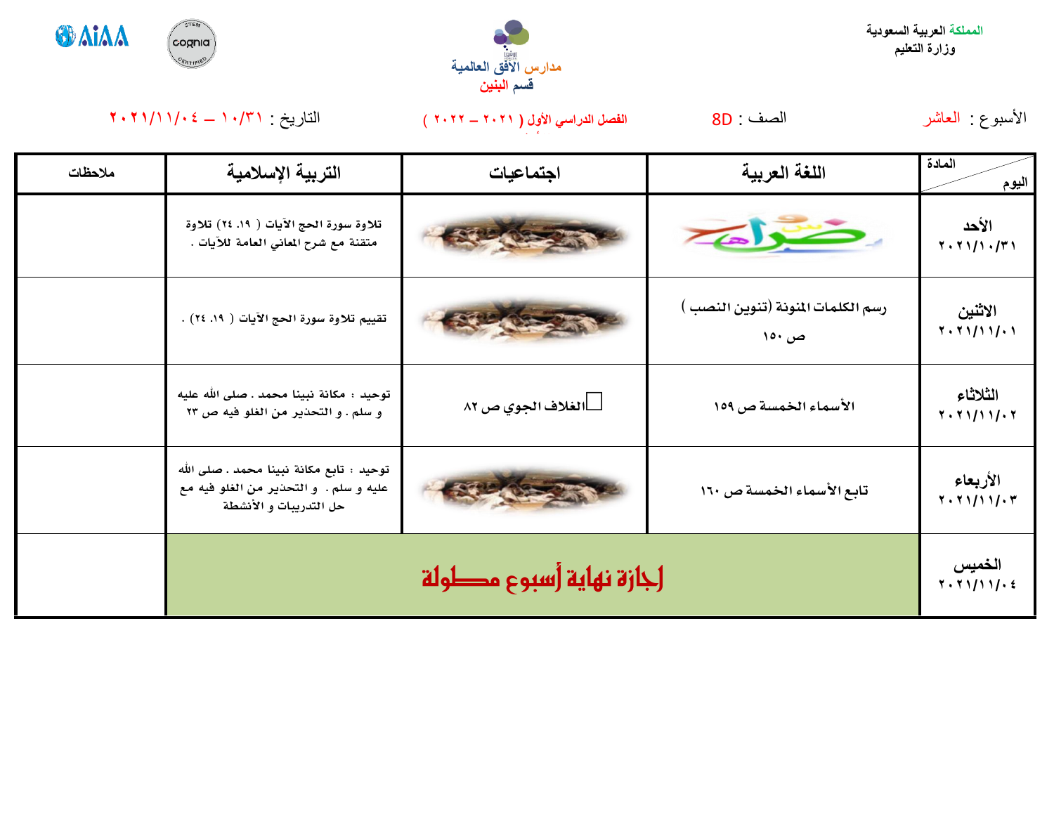المملكة العربية السعودية
وزارة التعليم

مدارس الأفق العالمية
قسم البنين

الأسبوع : العاشر | الصف : 8D | الفصل الدراسي الأول ( ٢٠٢١ – ٢٠٢٢ ) | التاريخ : ١٠/٣١ – ٢٠٢١/١١/٠٤

| اليوم / المادة | اللغة العربية | اجتماعيات | التربية الإسلامية | ملاحظات |
|---|---|---|---|---|
| الأحد ٢٠٢١/١٠/٣١ | | | تلاوة سورة الحج الآيات ( ١٩. ٢٤) تلاوة متقنة مع شرح المعاني العامة للآيات . | |
| الاثنين ٢٠٢١/١١/٠١ | رسم الكلمات المنونة (تنوين النصب ) ص ١٥٠ | | تقييم تلاوة سورة الحج الآيات ( ١٩. ٢٤) . | |
| الثلاثاء ٢٠٢١/١١/٠٢ | الأسماء الخمسة ص ١٥٩ | الغلاف الجوي ص ٨٢ | توحيد : مكانة نبينا محمد . صلى الله عليه و سلم . و التحذير من الغلو فيه ص ٢٣ | |
| الأربعاء ٢٠٢١/١١/٠٣ | تابع الأسماء الخمسة ص ١٦٠ | | توحيد : تابع مكانة نبينا محمد . صلى الله عليه و سلم . و التحذير من الغلو فيه مع حل التدريبات و الأنشطة | |
| الخميس ٢٠٢١/١١/٠٤ | إجازة نهاية أسبوع مطولة | | | |